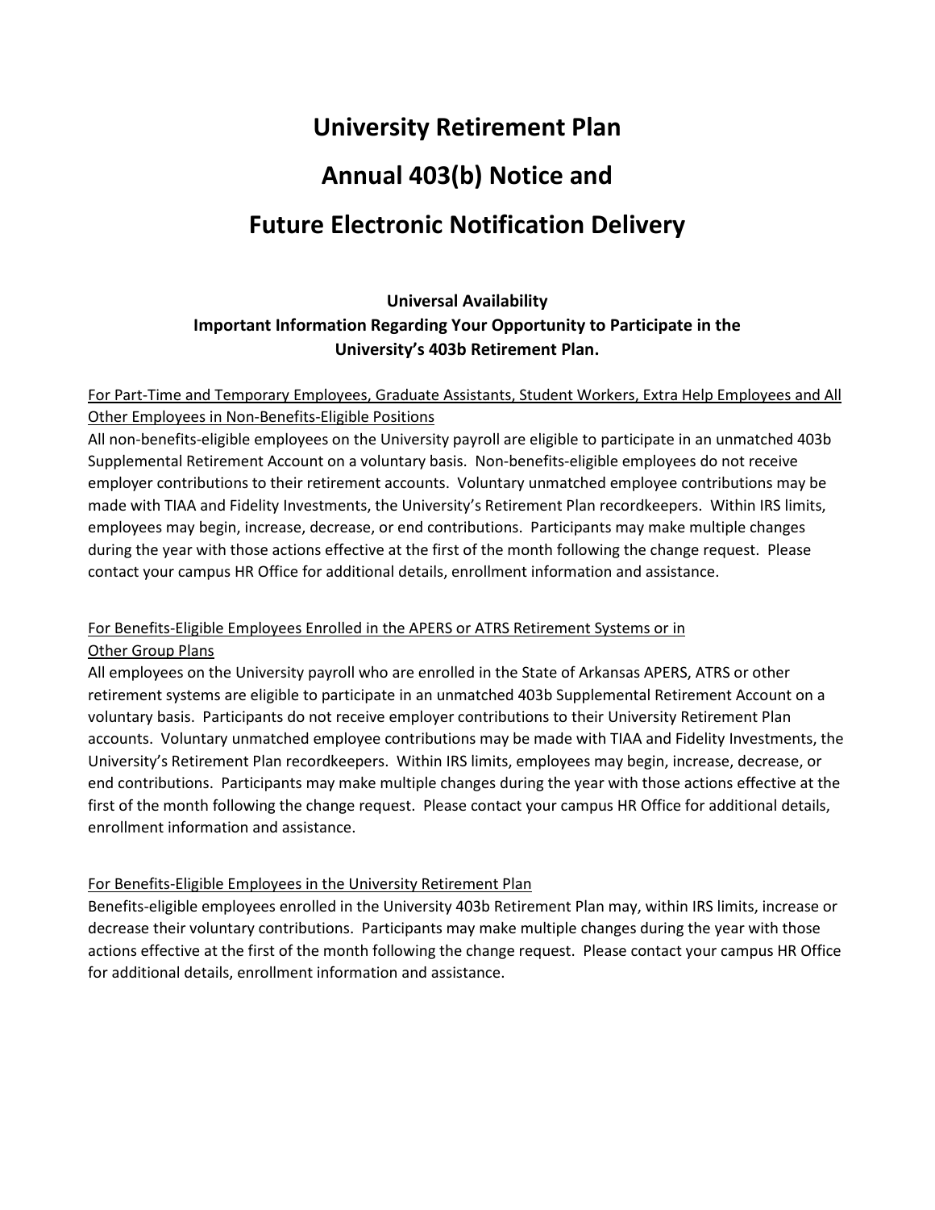# University Retirement Plan

# Annual 403(b) Notice and

# Future Electronic Notification Delivery

**Universal Availability**
**Important Information Regarding Your Opportunity to Participate in the University's 403b Retirement Plan.**

<u>For Part-Time and Temporary Employees, Graduate Assistants, Student Workers, Extra Help Employees and All Other Employees in Non-Benefits-Eligible Positions</u>

All non-benefits-eligible employees on the University payroll are eligible to participate in an unmatched 403b Supplemental Retirement Account on a voluntary basis. Non-benefits-eligible employees do not receive employer contributions to their retirement accounts. Voluntary unmatched employee contributions may be made with TIAA and Fidelity Investments, the University's Retirement Plan recordkeepers. Within IRS limits, employees may begin, increase, decrease, or end contributions. Participants may make multiple changes during the year with those actions effective at the first of the month following the change request. Please contact your campus HR Office for additional details, enrollment information and assistance.

<u>For Benefits-Eligible Employees Enrolled in the APERS or ATRS Retirement Systems or in Other Group Plans</u>

All employees on the University payroll who are enrolled in the State of Arkansas APERS, ATRS or other retirement systems are eligible to participate in an unmatched 403b Supplemental Retirement Account on a voluntary basis. Participants do not receive employer contributions to their University Retirement Plan accounts. Voluntary unmatched employee contributions may be made with TIAA and Fidelity Investments, the University's Retirement Plan recordkeepers. Within IRS limits, employees may begin, increase, decrease, or end contributions. Participants may make multiple changes during the year with those actions effective at the first of the month following the change request. Please contact your campus HR Office for additional details, enrollment information and assistance.

<u>For Benefits-Eligible Employees in the University Retirement Plan</u>

Benefits-eligible employees enrolled in the University 403b Retirement Plan may, within IRS limits, increase or decrease their voluntary contributions. Participants may make multiple changes during the year with those actions effective at the first of the month following the change request. Please contact your campus HR Office for additional details, enrollment information and assistance.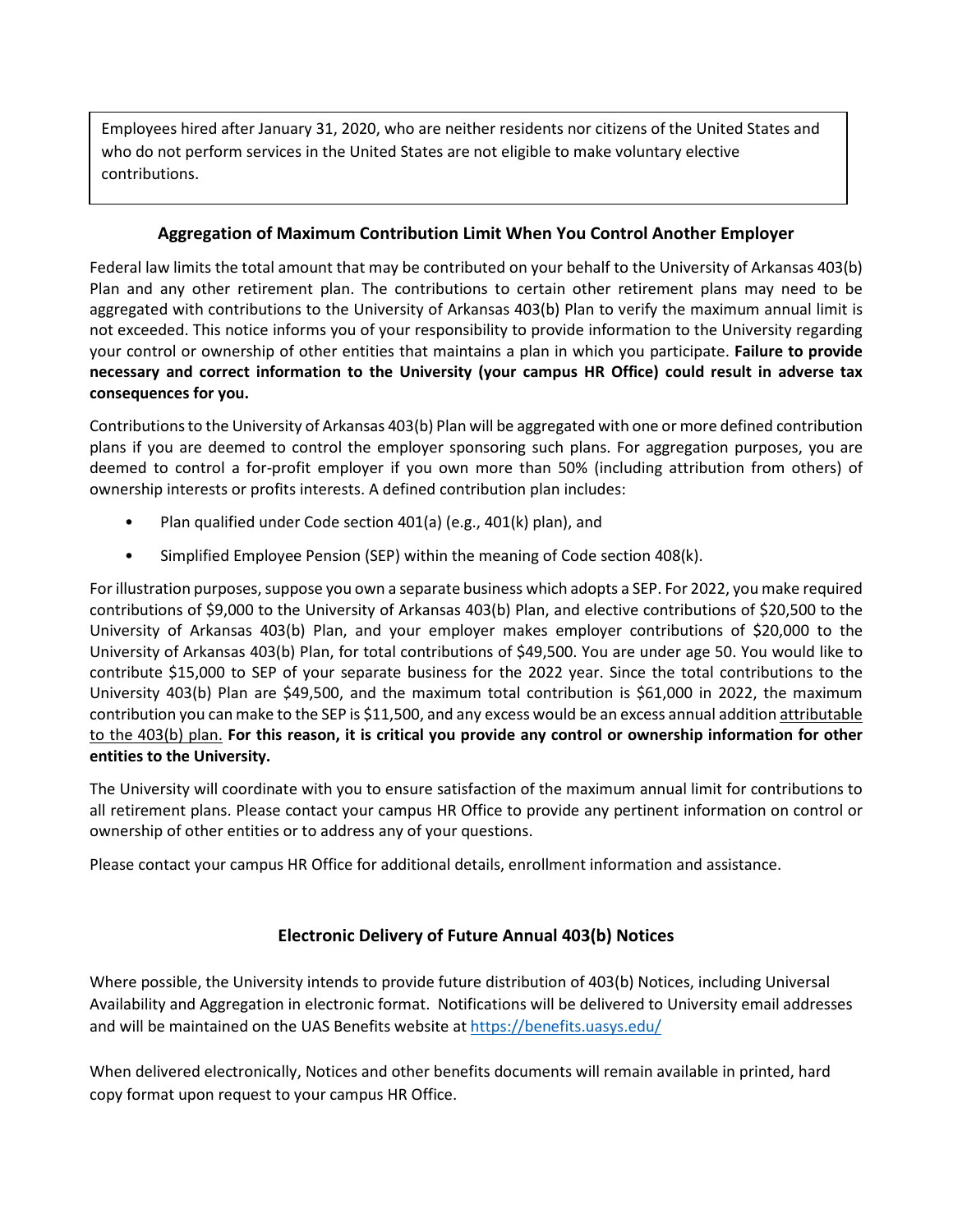Employees hired after January 31, 2020, who are neither residents nor citizens of the United States and who do not perform services in the United States are not eligible to make voluntary elective contributions.

## Aggregation of Maximum Contribution Limit When You Control Another Employer

Federal law limits the total amount that may be contributed on your behalf to the University of Arkansas 403(b) Plan and any other retirement plan. The contributions to certain other retirement plans may need to be aggregated with contributions to the University of Arkansas 403(b) Plan to verify the maximum annual limit is not exceeded. This notice informs you of your responsibility to provide information to the University regarding your control or ownership of other entities that maintains a plan in which you participate. **Failure to provide necessary and correct information to the University (your campus HR Office) could result in adverse tax consequences for you.**

Contributions to the University of Arkansas 403(b) Plan will be aggregated with one or more defined contribution plans if you are deemed to control the employer sponsoring such plans. For aggregation purposes, you are deemed to control a for-profit employer if you own more than 50% (including attribution from others) of ownership interests or profits interests. A defined contribution plan includes:

- Plan qualified under Code section 401(a) (e.g., 401(k) plan), and
- Simplified Employee Pension (SEP) within the meaning of Code section 408(k).

For illustration purposes, suppose you own a separate business which adopts a SEP. For 2022, you make required contributions of $9,000 to the University of Arkansas 403(b) Plan, and elective contributions of $20,500 to the University of Arkansas 403(b) Plan, and your employer makes employer contributions of $20,000 to the University of Arkansas 403(b) Plan, for total contributions of $49,500. You are under age 50. You would like to contribute $15,000 to SEP of your separate business for the 2022 year. Since the total contributions to the University 403(b) Plan are $49,500, and the maximum total contribution is $61,000 in 2022, the maximum contribution you can make to the SEP is $11,500, and any excess would be an excess annual addition <u>attributable to the 403(b) plan.</u> **For this reason, it is critical you provide any control or ownership information for other entities to the University.**

The University will coordinate with you to ensure satisfaction of the maximum annual limit for contributions to all retirement plans. Please contact your campus HR Office to provide any pertinent information on control or ownership of other entities or to address any of your questions.

Please contact your campus HR Office for additional details, enrollment information and assistance.

## Electronic Delivery of Future Annual 403(b) Notices

Where possible, the University intends to provide future distribution of 403(b) Notices, including Universal Availability and Aggregation in electronic format. Notifications will be delivered to University email addresses and will be maintained on the UAS Benefits website at https://benefits.uasys.edu/

When delivered electronically, Notices and other benefits documents will remain available in printed, hard copy format upon request to your campus HR Office.